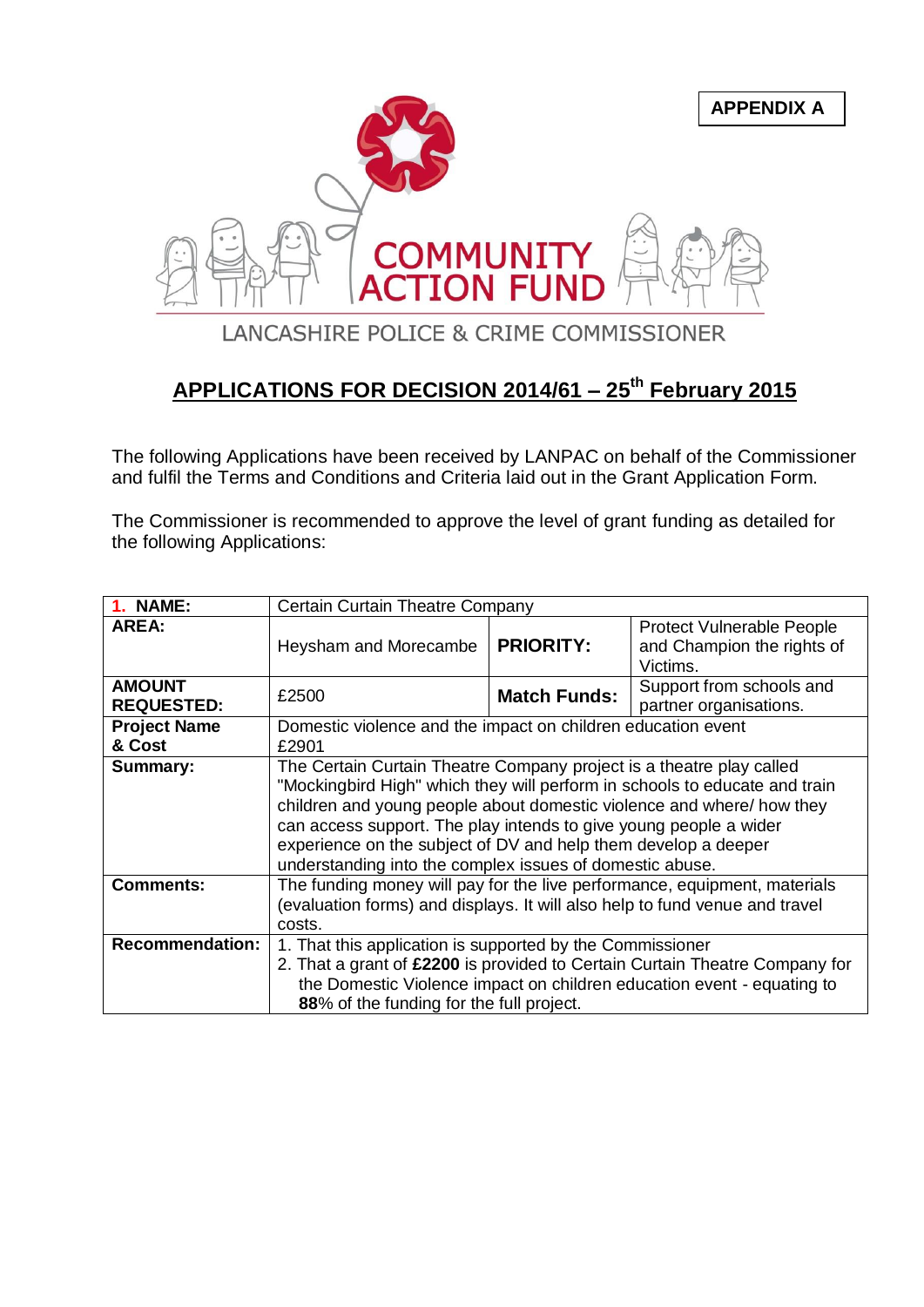**APPENDIX A**

COMMUNITY ACTION FUND

LANCASHIRE POLICE & CRIME COMMISSIONER

## APPLICATIONS FOR DECISION 2014/61 – 25th February 2015

The following Applications have been received by LANPAC on behalf of the Commissioner and fulfil the Terms and Conditions and Criteria laid out in the Grant Application Form.

The Commissioner is recommended to approve the level of grant funding as detailed for the following Applications:

| **1. NAME:** | Certain Curtain Theatre Company | | |
|---|---|---|---|
| **AREA:** | Heysham and Morecambe | **PRIORITY:** | Protect Vulnerable People and Champion the rights of Victims. |
| **AMOUNT REQUESTED:** | £2500 | **Match Funds:** | Support from schools and partner organisations. |
| **Project Name & Cost** | Domestic violence and the impact on children education event £2901 | | |
| **Summary:** | The Certain Curtain Theatre Company project is a theatre play called "Mockingbird High" which they will perform in schools to educate and train children and young people about domestic violence and where/ how they can access support. The play intends to give young people a wider experience on the subject of DV and help them develop a deeper understanding into the complex issues of domestic abuse. | | |
| **Comments:** | The funding money will pay for the live performance, equipment, materials (evaluation forms) and displays. It will also help to fund venue and travel costs. | | |
| **Recommendation:** | 1. That this application is supported by the Commissioner<br>2. That a grant of **£2200** is provided to Certain Curtain Theatre Company for the Domestic Violence impact on children education event - equating to **88**% of the funding for the full project. | | |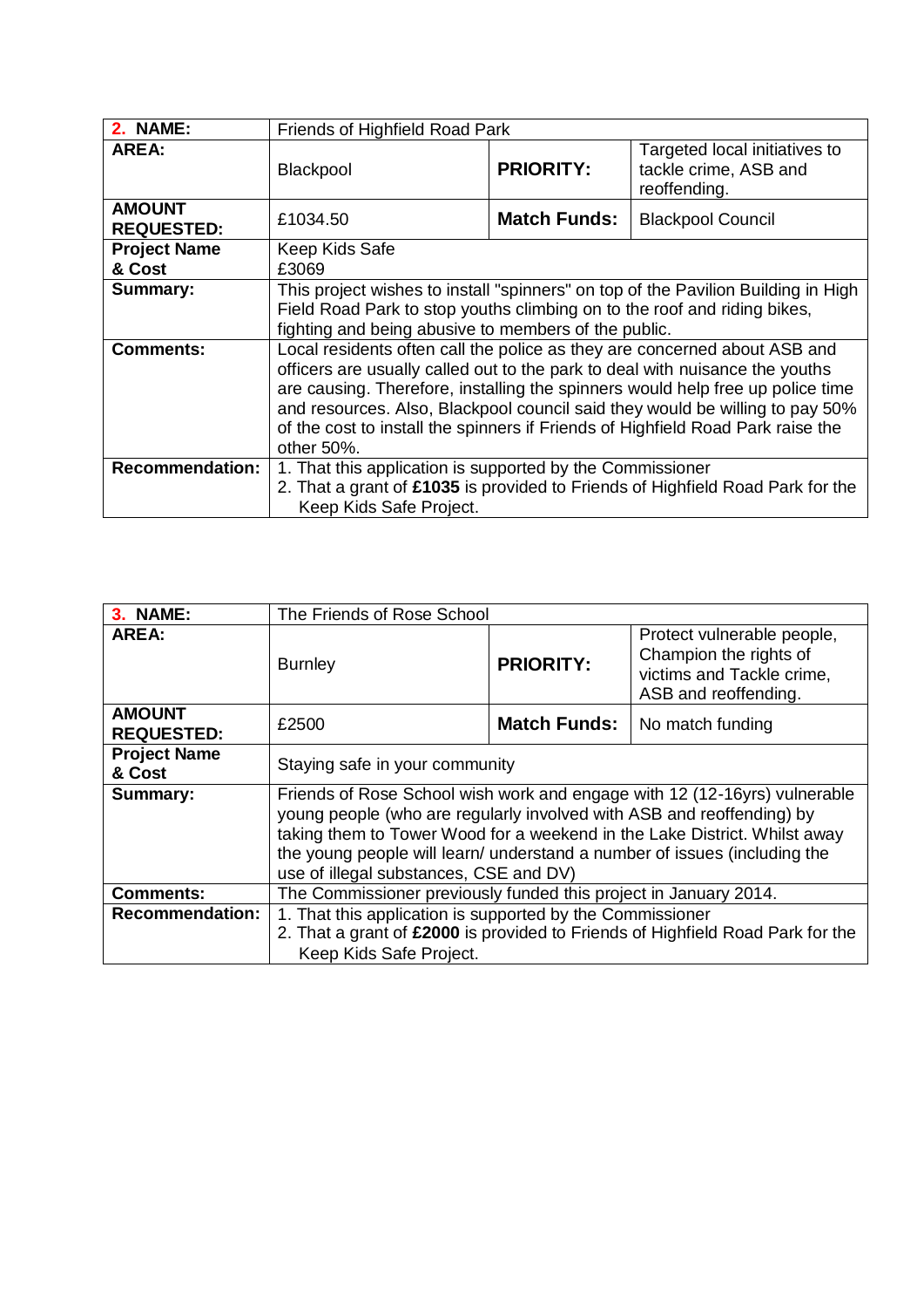| **2. NAME:** | Friends of Highfield Road Park | | |
|---|---|---|---|
| **AREA:** | Blackpool | **PRIORITY:** | Targeted local initiatives to tackle crime, ASB and reoffending. |
| **AMOUNT REQUESTED:** | £1034.50 | **Match Funds:** | Blackpool Council |
| **Project Name & Cost** | Keep Kids Safe<br>£3069 | | |
| **Summary:** | This project wishes to install "spinners" on top of the Pavilion Building in High Field Road Park to stop youths climbing on to the roof and riding bikes, fighting and being abusive to members of the public. | | |
| **Comments:** | Local residents often call the police as they are concerned about ASB and officers are usually called out to the park to deal with nuisance the youths are causing. Therefore, installing the spinners would help free up police time and resources. Also, Blackpool council said they would be willing to pay 50% of the cost to install the spinners if Friends of Highfield Road Park raise the other 50%. | | |
| **Recommendation:** | 1. That this application is supported by the Commissioner<br>2. That a grant of **£1035** is provided to Friends of Highfield Road Park for the Keep Kids Safe Project. | | |

| **3. NAME:** | The Friends of Rose School | | |
|---|---|---|---|
| **AREA:** | Burnley | **PRIORITY:** | Protect vulnerable people, Champion the rights of victims and Tackle crime, ASB and reoffending. |
| **AMOUNT REQUESTED:** | £2500 | **Match Funds:** | No match funding |
| **Project Name & Cost** | Staying safe in your community | | |
| **Summary:** | Friends of Rose School wish work and engage with 12 (12-16yrs) vulnerable young people (who are regularly involved with ASB and reoffending) by taking them to Tower Wood for a weekend in the Lake District. Whilst away the young people will learn/ understand a number of issues (including the use of illegal substances, CSE and DV) | | |
| **Comments:** | The Commissioner previously funded this project in January 2014. | | |
| **Recommendation:** | 1. That this application is supported by the Commissioner<br>2. That a grant of **£2000** is provided to Friends of Highfield Road Park for the Keep Kids Safe Project. | | |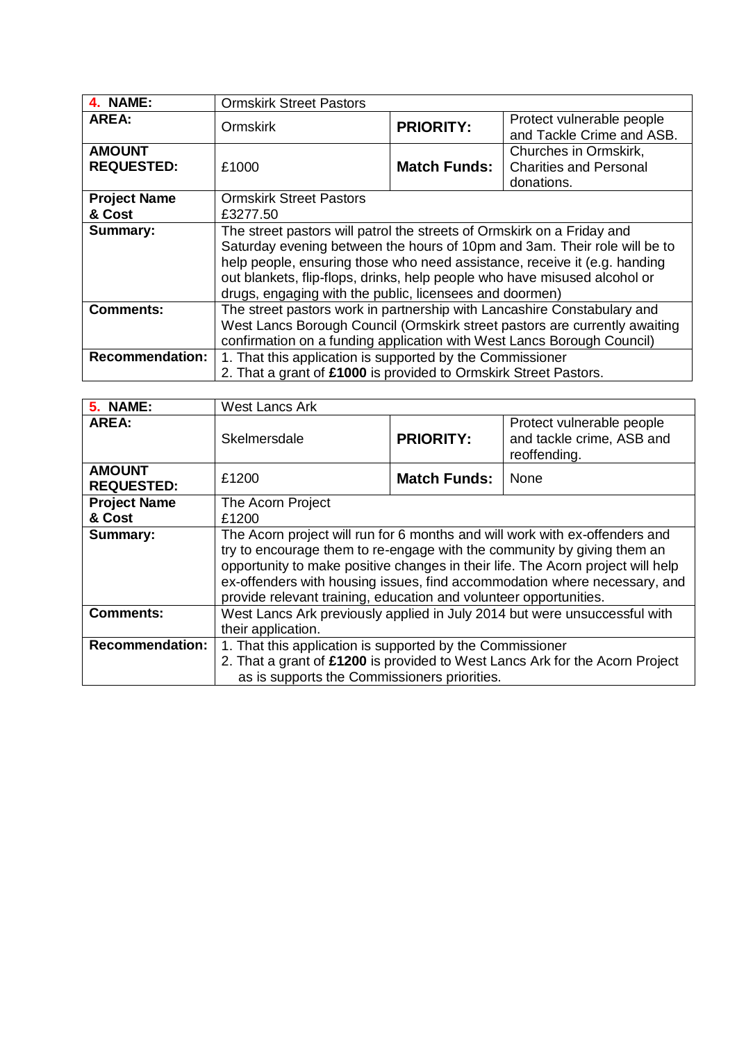| **4. NAME:** | Ormskirk Street Pastors | | |
|---|---|---|---|
| **AREA:** | Ormskirk | **PRIORITY:** | Protect vulnerable people and Tackle Crime and ASB. |
| **AMOUNT REQUESTED:** | £1000 | **Match Funds:** | Churches in Ormskirk, Charities and Personal donations. |
| **Project Name & Cost** | Ormskirk Street Pastors<br>£3277.50 | | |
| **Summary:** | The street pastors will patrol the streets of Ormskirk on a Friday and Saturday evening between the hours of 10pm and 3am. Their role will be to help people, ensuring those who need assistance, receive it (e.g. handing out blankets, flip-flops, drinks, help people who have misused alcohol or drugs, engaging with the public, licensees and doormen) | | |
| **Comments:** | The street pastors work in partnership with Lancashire Constabulary and West Lancs Borough Council (Ormskirk street pastors are currently awaiting confirmation on a funding application with West Lancs Borough Council) | | |
| **Recommendation:** | 1. That this application is supported by the Commissioner<br>2. That a grant of **£1000** is provided to Ormskirk Street Pastors. | | |

| **5. NAME:** | West Lancs Ark | | |
|---|---|---|---|
| **AREA:** | Skelmersdale | **PRIORITY:** | Protect vulnerable people and tackle crime, ASB and reoffending. |
| **AMOUNT REQUESTED:** | £1200 | **Match Funds:** | None |
| **Project Name & Cost** | The Acorn Project<br>£1200 | | |
| **Summary:** | The Acorn project will run for 6 months and will work with ex-offenders and try to encourage them to re-engage with the community by giving them an opportunity to make positive changes in their life. The Acorn project will help ex-offenders with housing issues, find accommodation where necessary, and provide relevant training, education and volunteer opportunities. | | |
| **Comments:** | West Lancs Ark previously applied in July 2014 but were unsuccessful with their application. | | |
| **Recommendation:** | 1. That this application is supported by the Commissioner<br>2. That a grant of **£1200** is provided to West Lancs Ark for the Acorn Project as is supports the Commissioners priorities. | | |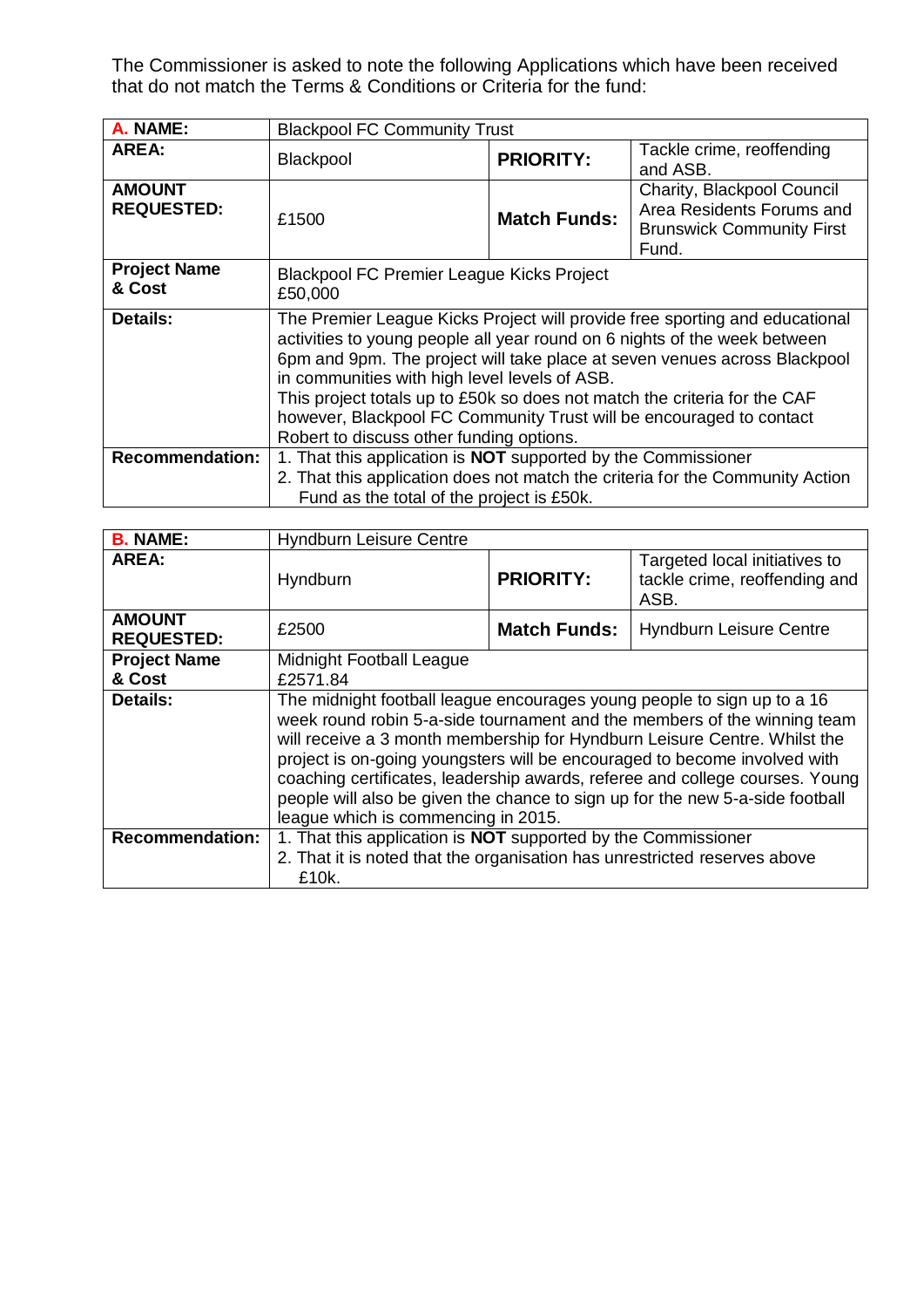The Commissioner is asked to note the following Applications which have been received that do not match the Terms & Conditions or Criteria for the fund:

| **A. NAME:** | Blackpool FC Community Trust | | |
|---|---|---|---|
| **AREA:** | Blackpool | **PRIORITY:** | Tackle crime, reoffending and ASB. |
| **AMOUNT REQUESTED:** | £1500 | **Match Funds:** | Charity, Blackpool Council Area Residents Forums and Brunswick Community First Fund. |
| **Project Name & Cost** | Blackpool FC Premier League Kicks Project<br>£50,000 | | |
| **Details:** | The Premier League Kicks Project will provide free sporting and educational activities to young people all year round on 6 nights of the week between 6pm and 9pm. The project will take place at seven venues across Blackpool in communities with high level levels of ASB.<br>This project totals up to £50k so does not match the criteria for the CAF however, Blackpool FC Community Trust will be encouraged to contact Robert to discuss other funding options. | | |
| **Recommendation:** | 1. That this application is **NOT** supported by the Commissioner<br>2. That this application does not match the criteria for the Community Action Fund as the total of the project is £50k. | | |

| **B. NAME:** | Hyndburn Leisure Centre | | |
|---|---|---|---|
| **AREA:** | Hyndburn | **PRIORITY:** | Targeted local initiatives to tackle crime, reoffending and ASB. |
| **AMOUNT REQUESTED:** | £2500 | **Match Funds:** | Hyndburn Leisure Centre |
| **Project Name & Cost** | Midnight Football League<br>£2571.84 | | |
| **Details:** | The midnight football league encourages young people to sign up to a 16 week round robin 5-a-side tournament and the members of the winning team will receive a 3 month membership for Hyndburn Leisure Centre. Whilst the project is on-going youngsters will be encouraged to become involved with coaching certificates, leadership awards, referee and college courses. Young people will also be given the chance to sign up for the new 5-a-side football league which is commencing in 2015. | | |
| **Recommendation:** | 1. That this application is **NOT** supported by the Commissioner<br>2. That it is noted that the organisation has unrestricted reserves above £10k. | | |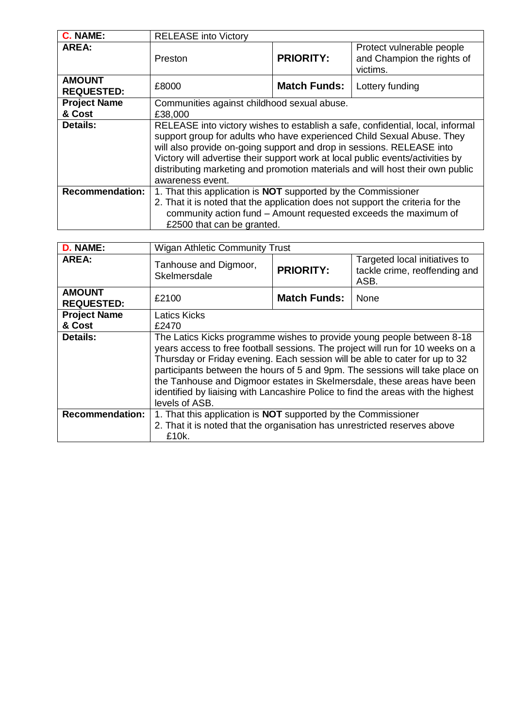| | | | |
|---|---|---|---|
| **C. NAME:** | RELEASE into Victory | | |
| **AREA:** | Preston | **PRIORITY:** | Protect vulnerable people and Champion the rights of victims. |
| **AMOUNT REQUESTED:** | £8000 | **Match Funds:** | Lottery funding |
| **Project Name & Cost** | Communities against childhood sexual abuse.<br>£38,000 | | |
| **Details:** | RELEASE into victory wishes to establish a safe, confidential, local, informal support group for adults who have experienced Child Sexual Abuse. They will also provide on-going support and drop in sessions. RELEASE into Victory will advertise their support work at local public events/activities by distributing marketing and promotion materials and will host their own public awareness event. | | |
| **Recommendation:** | 1. That this application is **NOT** supported by the Commissioner<br>2. That it is noted that the application does not support the criteria for the community action fund – Amount requested exceeds the maximum of £2500 that can be granted. | | |

| | | | |
|---|---|---|---|
| **D. NAME:** | Wigan Athletic Community Trust | | |
| **AREA:** | Tanhouse and Digmoor, Skelmersdale | **PRIORITY:** | Targeted local initiatives to tackle crime, reoffending and ASB. |
| **AMOUNT REQUESTED:** | £2100 | **Match Funds:** | None |
| **Project Name & Cost** | Latics Kicks<br>£2470 | | |
| **Details:** | The Latics Kicks programme wishes to provide young people between 8-18 years access to free football sessions. The project will run for 10 weeks on a Thursday or Friday evening. Each session will be able to cater for up to 32 participants between the hours of 5 and 9pm. The sessions will take place on the Tanhouse and Digmoor estates in Skelmersdale, these areas have been identified by liaising with Lancashire Police to find the areas with the highest levels of ASB. | | |
| **Recommendation:** | 1. That this application is **NOT** supported by the Commissioner<br>2. That it is noted that the organisation has unrestricted reserves above £10k. | | |